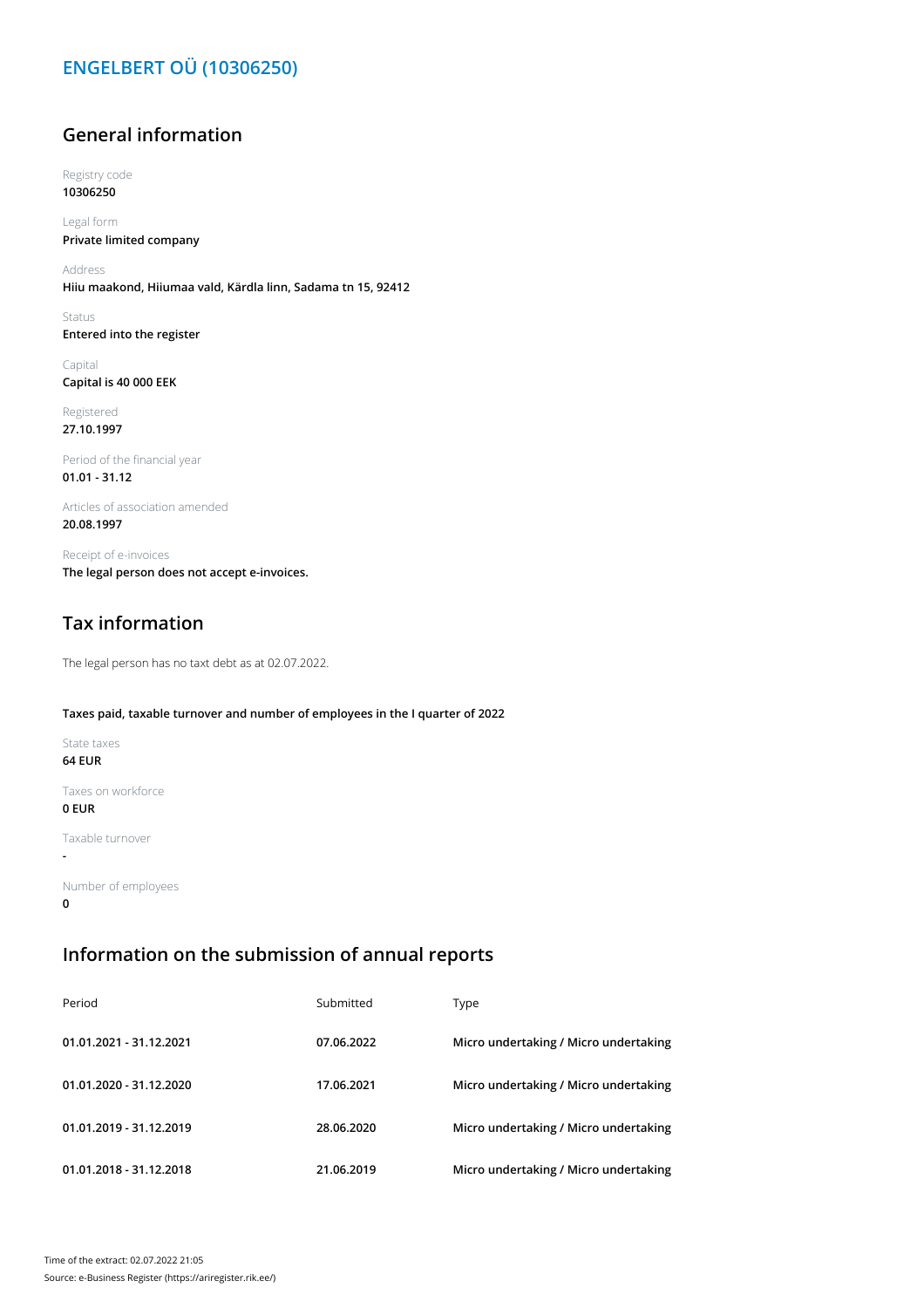# ENGELBERT OÜ (10306250)

## General information

Registry code
**10306250**

Legal form
**Private limited company**

Address
**Hiiu maakond, Hiiumaa vald, Kärdla linn, Sadama tn 15, 92412**

Status
**Entered into the register**

Capital
**Capital is 40 000 EEK**

Registered
**27.10.1997**

Period of the financial year
**01.01 - 31.12**

Articles of association amended
**20.08.1997**

Receipt of e-invoices
**The legal person does not accept e-invoices.**

## Tax information

The legal person has no taxt debt as at 02.07.2022.

**Taxes paid, taxable turnover and number of employees in the I quarter of 2022**

State taxes
**64 EUR**

Taxes on workforce
**0 EUR**

Taxable turnover
**-**

Number of employees
**0**

## Information on the submission of annual reports

| Period | Submitted | Type |
|---|---|---|
| **01.01.2021 - 31.12.2021** | **07.06.2022** | **Micro undertaking / Micro undertaking** |
| **01.01.2020 - 31.12.2020** | **17.06.2021** | **Micro undertaking / Micro undertaking** |
| **01.01.2019 - 31.12.2019** | **28.06.2020** | **Micro undertaking / Micro undertaking** |
| **01.01.2018 - 31.12.2018** | **21.06.2019** | **Micro undertaking / Micro undertaking** |

Time of the extract: 02.07.2022 21:05
Source: e-Business Register (https://ariregister.rik.ee/)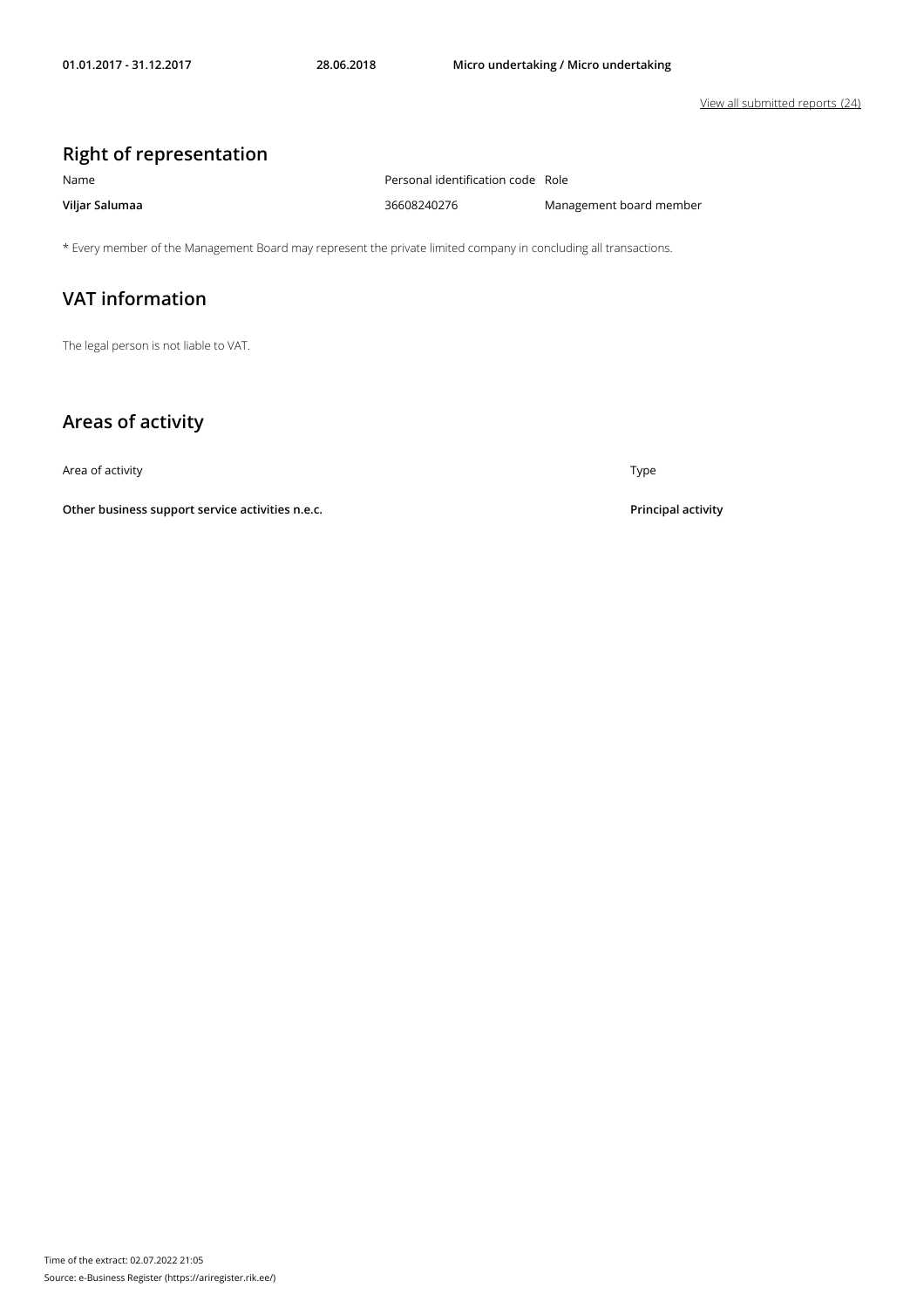| | | |
|---|---|---|
| **01.01.2017 - 31.12.2017** | **28.06.2018** | **Micro undertaking / Micro undertaking** |

View all submitted reports (24)

## Right of representation

| Name | Personal identification code | Role |
|---|---|---|
| **Viljar Salumaa** | 36608240276 | Management board member |

* Every member of the Management Board may represent the private limited company in concluding all transactions.

## VAT information

The legal person is not liable to VAT.

## Areas of activity

| Area of activity | Type |
|---|---|
| **Other business support service activities n.e.c.** | **Principal activity** |

Time of the extract: 02.07.2022 21:05
Source: e-Business Register (https://ariregister.rik.ee/)